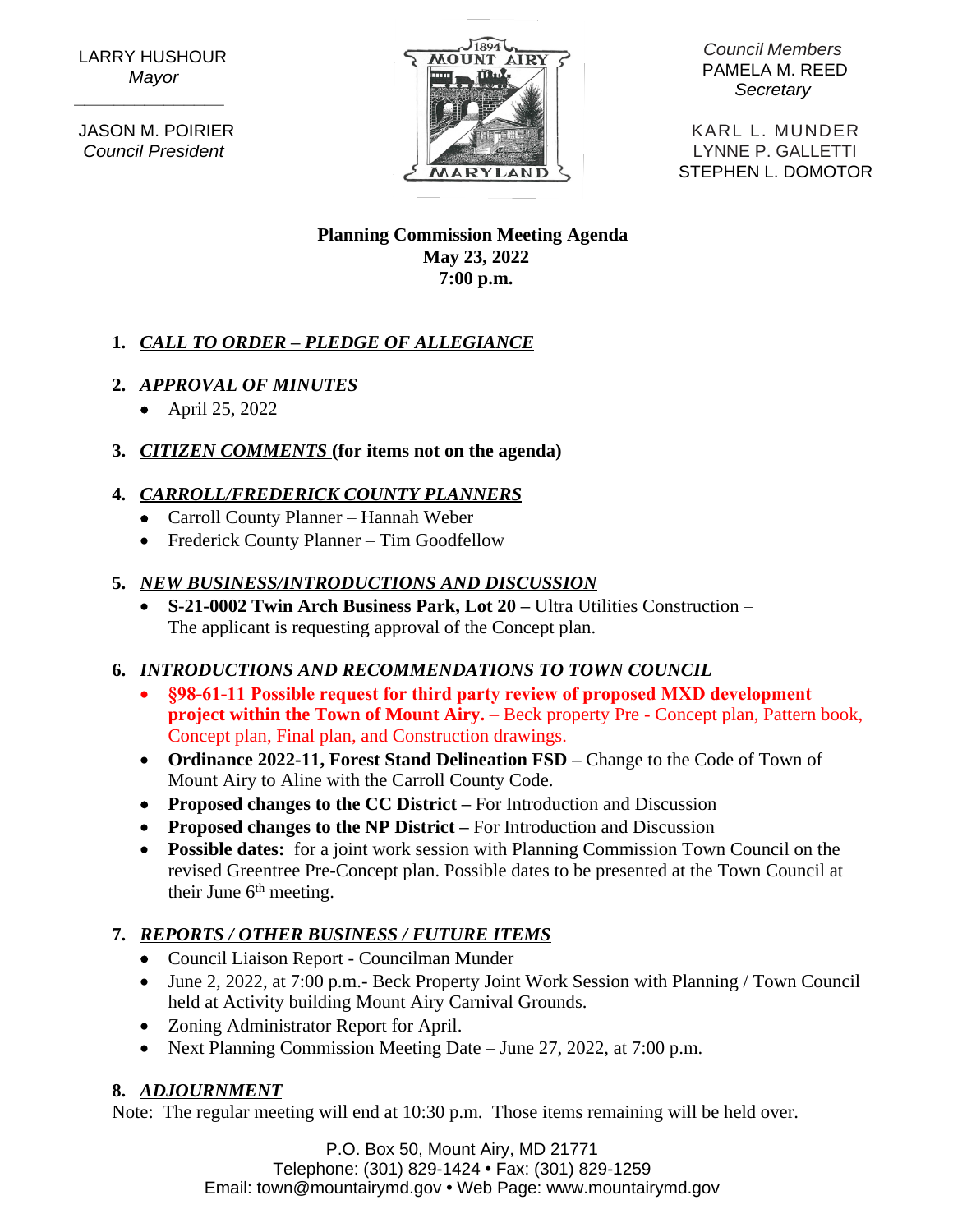LARRY HUSHOUR
*Mayor*

JASON M. POIRIER
*Council President*

*Council Members*
PAMELA M. REED
*Secretary*

KARL L. MUNDER
LYNNE P. GALLETTI
STEPHEN L. DOMOTOR

**Planning Commission Meeting Agenda**
**May 23, 2022**
**7:00 p.m.**

1. ***CALL TO ORDER – PLEDGE OF ALLEGIANCE***

2. ***APPROVAL OF MINUTES***
   - April 25, 2022

3. ***CITIZEN COMMENTS*** **(for items not on the agenda)**

4. ***CARROLL/FREDERICK COUNTY PLANNERS***
   - Carroll County Planner – Hannah Weber
   - Frederick County Planner – Tim Goodfellow

5. ***NEW BUSINESS/INTRODUCTIONS AND DISCUSSION***
   - **S-21-0002 Twin Arch Business Park, Lot 20 –** Ultra Utilities Construction – The applicant is requesting approval of the Concept plan.

6. ***INTRODUCTIONS AND RECOMMENDATIONS TO TOWN COUNCIL***
   - **§98-61-11 Possible request for third party review of proposed MXD development project within the Town of Mount Airy.** – Beck property Pre - Concept plan, Pattern book, Concept plan, Final plan, and Construction drawings.
   - **Ordinance 2022-11, Forest Stand Delineation FSD –** Change to the Code of Town of Mount Airy to Aline with the Carroll County Code.
   - **Proposed changes to the CC District –** For Introduction and Discussion
   - **Proposed changes to the NP District –** For Introduction and Discussion
   - **Possible dates:** for a joint work session with Planning Commission Town Council on the revised Greentree Pre-Concept plan. Possible dates to be presented at the Town Council at their June 6th meeting.

7. ***REPORTS / OTHER BUSINESS / FUTURE ITEMS***
   - Council Liaison Report - Councilman Munder
   - June 2, 2022, at 7:00 p.m.- Beck Property Joint Work Session with Planning / Town Council held at Activity building Mount Airy Carnival Grounds.
   - Zoning Administrator Report for April.
   - Next Planning Commission Meeting Date – June 27, 2022, at 7:00 p.m.

8. ***ADJOURNMENT***

Note: The regular meeting will end at 10:30 p.m. Those items remaining will be held over.

P.O. Box 50, Mount Airy, MD 21771
Telephone: (301) 829-1424 • Fax: (301) 829-1259
Email: town@mountairymd.gov • Web Page: www.mountairymd.gov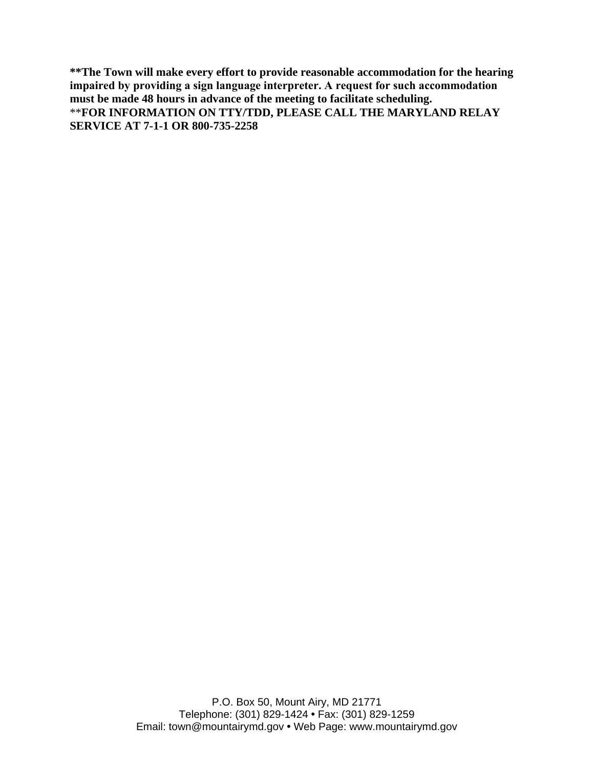**The Town will make every effort to provide reasonable accommodation for the hearing impaired by providing a sign language interpreter. A request for such accommodation must be made 48 hours in advance of the meeting to facilitate scheduling.**

****FOR INFORMATION ON TTY/TDD, PLEASE CALL THE MARYLAND RELAY SERVICE AT 7-1-1 OR 800-735-2258**